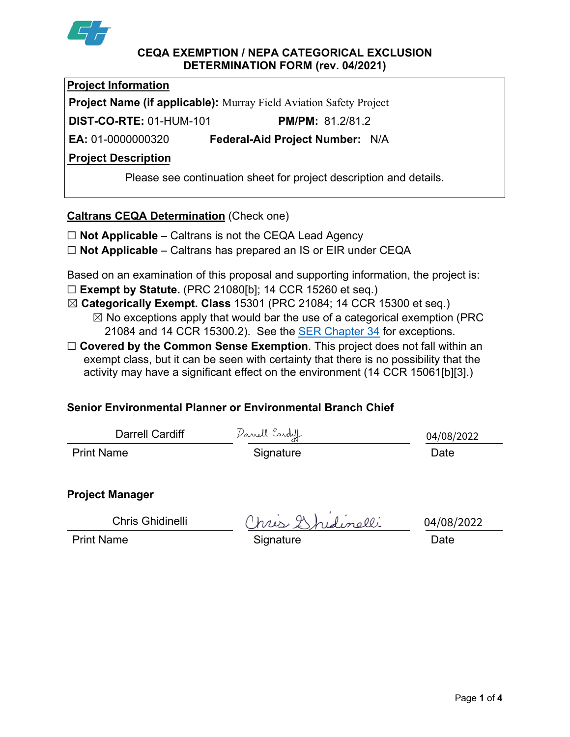# CEQA EXEMPTION / NEPA CATEGORICAL EXCLUSION DETERMINATION FORM (rev. 04/2021)

**Project Information**

**Project Name (if applicable):** Murray Field Aviation Safety Project

**DIST-CO-RTE:** 01-HUM-101 **PM/PM:** 81.2/81.2

**EA:** 01-0000000320 **Federal-Aid Project Number:** N/A

**Project Description**

Please see continuation sheet for project description and details.

**Caltrans CEQA Determination** (Check one)

☐ **Not Applicable** – Caltrans is not the CEQA Lead Agency

☐ **Not Applicable** – Caltrans has prepared an IS or EIR under CEQA

Based on an examination of this proposal and supporting information, the project is:

☐ **Exempt by Statute.** (PRC 21080[b]; 14 CCR 15260 et seq.)

☒ **Categorically Exempt. Class** 15301 (PRC 21084; 14 CCR 15300 et seq.)

- ☒ No exceptions apply that would bar the use of a categorical exemption (PRC 21084 and 14 CCR 15300.2). See the SER Chapter 34 for exceptions.

☐ **Covered by the Common Sense Exemption**. This project does not fall within an exempt class, but it can be seen with certainty that there is no possibility that the activity may have a significant effect on the environment (14 CCR 15061[b][3].)

**Senior Environmental Planner or Environmental Branch Chief**

| Darrell Cardiff | Darrell Cardiff | 04/08/2022 |
|---|---|---|
| Print Name | Signature | Date |

**Project Manager**

| Chris Ghidinelli | Chris Ghidinelli | 04/08/2022 |
|---|---|---|
| Print Name | Signature | Date |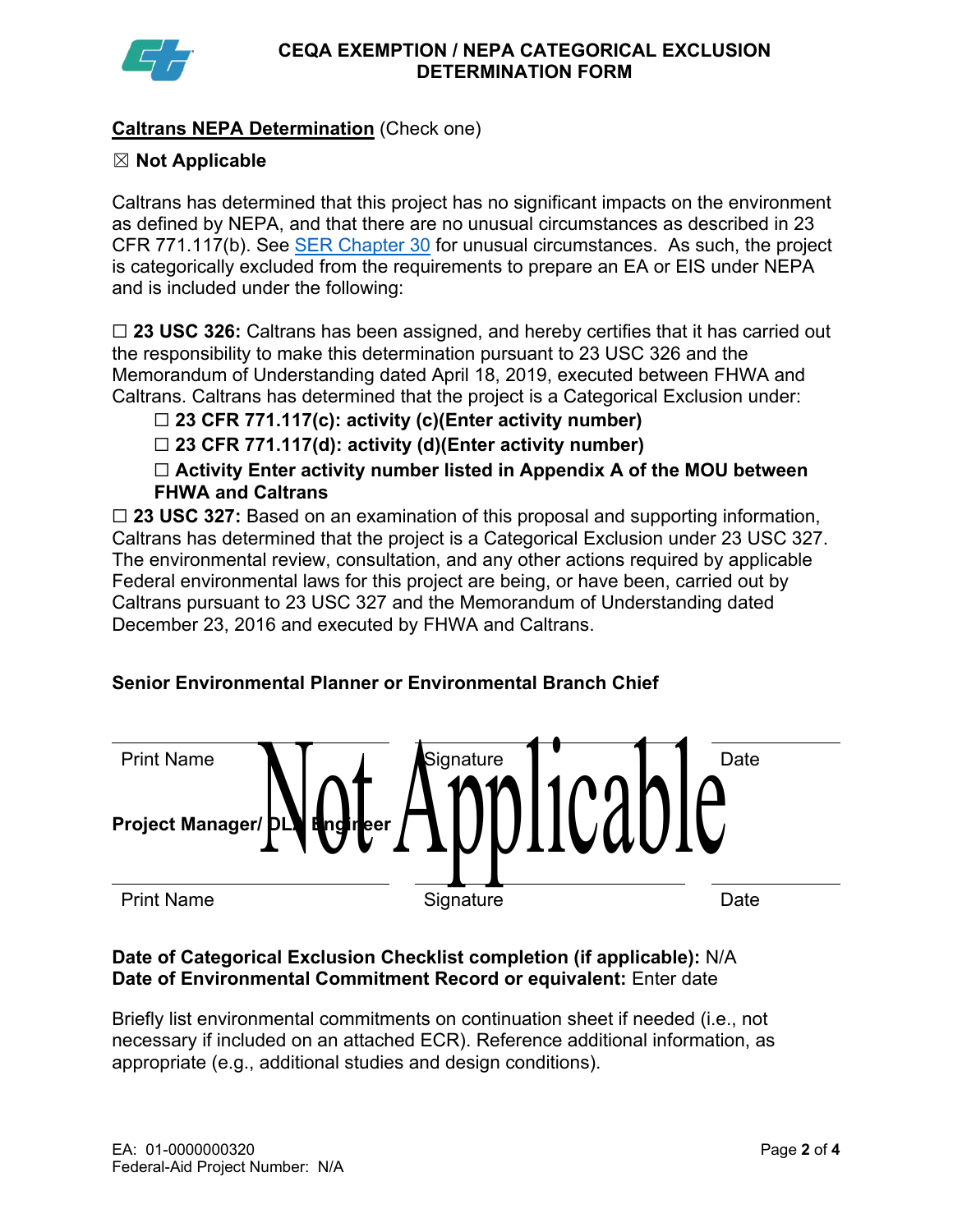# CEQA EXEMPTION / NEPA CATEGORICAL EXCLUSION DETERMINATION FORM

**Caltrans NEPA Determination** (Check one)

☒ **Not Applicable**

Caltrans has determined that this project has no significant impacts on the environment as defined by NEPA, and that there are no unusual circumstances as described in 23 CFR 771.117(b). See [SER Chapter 30] for unusual circumstances. As such, the project is categorically excluded from the requirements to prepare an EA or EIS under NEPA and is included under the following:

☐ **23 USC 326:** Caltrans has been assigned, and hereby certifies that it has carried out the responsibility to make this determination pursuant to 23 USC 326 and the Memorandum of Understanding dated April 18, 2019, executed between FHWA and Caltrans. Caltrans has determined that the project is a Categorical Exclusion under:

- ☐ **23 CFR 771.117(c): activity (c)(Enter activity number)**
- ☐ **23 CFR 771.117(d): activity (d)(Enter activity number)**
- ☐ **Activity Enter activity number listed in Appendix A of the MOU between FHWA and Caltrans**

☐ **23 USC 327:** Based on an examination of this proposal and supporting information, Caltrans has determined that the project is a Categorical Exclusion under 23 USC 327. The environmental review, consultation, and any other actions required by applicable Federal environmental laws for this project are being, or have been, carried out by Caltrans pursuant to 23 USC 327 and the Memorandum of Understanding dated December 23, 2016 and executed by FHWA and Caltrans.

**Senior Environmental Planner or Environmental Branch Chief**

| Print Name | Signature | Date |
|---|---|---|

Not Applicable

**Project Manager/ DLA Engineer**

| Print Name | Signature | Date |
|---|---|---|

**Date of Categorical Exclusion Checklist completion (if applicable):** N/A
**Date of Environmental Commitment Record or equivalent:** Enter date

Briefly list environmental commitments on continuation sheet if needed (i.e., not necessary if included on an attached ECR). Reference additional information, as appropriate (e.g., additional studies and design conditions).

EA: 01-0000000320
Federal-Aid Project Number: N/A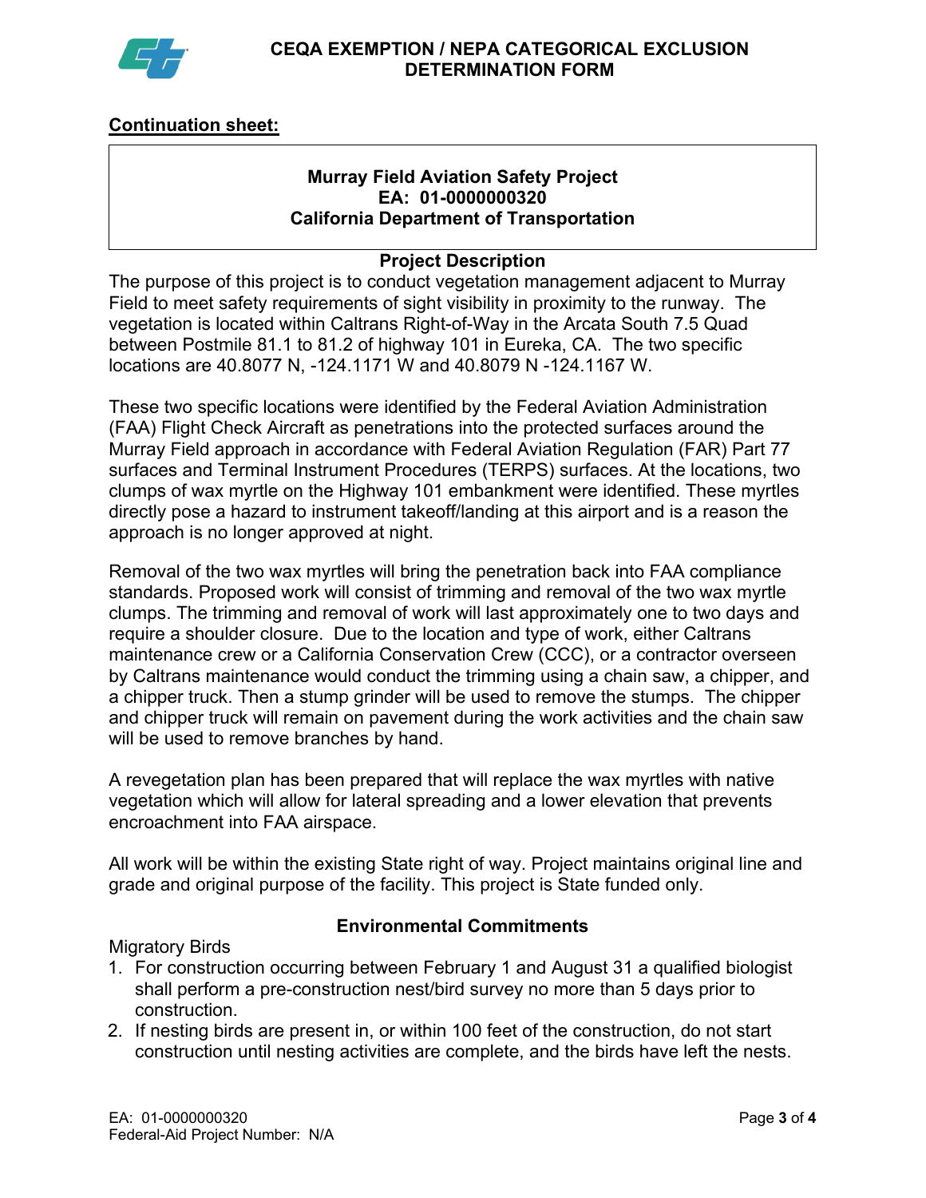## Continuation sheet:

**Murray Field Aviation Safety Project**
**EA: 01-0000000320**
**California Department of Transportation**

### Project Description

The purpose of this project is to conduct vegetation management adjacent to Murray Field to meet safety requirements of sight visibility in proximity to the runway. The vegetation is located within Caltrans Right-of-Way in the Arcata South 7.5 Quad between Postmile 81.1 to 81.2 of highway 101 in Eureka, CA. The two specific locations are 40.8077 N, -124.1171 W and 40.8079 N -124.1167 W.

These two specific locations were identified by the Federal Aviation Administration (FAA) Flight Check Aircraft as penetrations into the protected surfaces around the Murray Field approach in accordance with Federal Aviation Regulation (FAR) Part 77 surfaces and Terminal Instrument Procedures (TERPS) surfaces. At the locations, two clumps of wax myrtle on the Highway 101 embankment were identified. These myrtles directly pose a hazard to instrument takeoff/landing at this airport and is a reason the approach is no longer approved at night.

Removal of the two wax myrtles will bring the penetration back into FAA compliance standards. Proposed work will consist of trimming and removal of the two wax myrtle clumps. The trimming and removal of work will last approximately one to two days and require a shoulder closure. Due to the location and type of work, either Caltrans maintenance crew or a California Conservation Crew (CCC), or a contractor overseen by Caltrans maintenance would conduct the trimming using a chain saw, a chipper, and a chipper truck. Then a stump grinder will be used to remove the stumps. The chipper and chipper truck will remain on pavement during the work activities and the chain saw will be used to remove branches by hand.

A revegetation plan has been prepared that will replace the wax myrtles with native vegetation which will allow for lateral spreading and a lower elevation that prevents encroachment into FAA airspace.

All work will be within the existing State right of way. Project maintains original line and grade and original purpose of the facility. This project is State funded only.

### Environmental Commitments

Migratory Birds

1. For construction occurring between February 1 and August 31 a qualified biologist shall perform a pre-construction nest/bird survey no more than 5 days prior to construction.
2. If nesting birds are present in, or within 100 feet of the construction, do not start construction until nesting activities are complete, and the birds have left the nests.

EA: 01-0000000320
Federal-Aid Project Number: N/A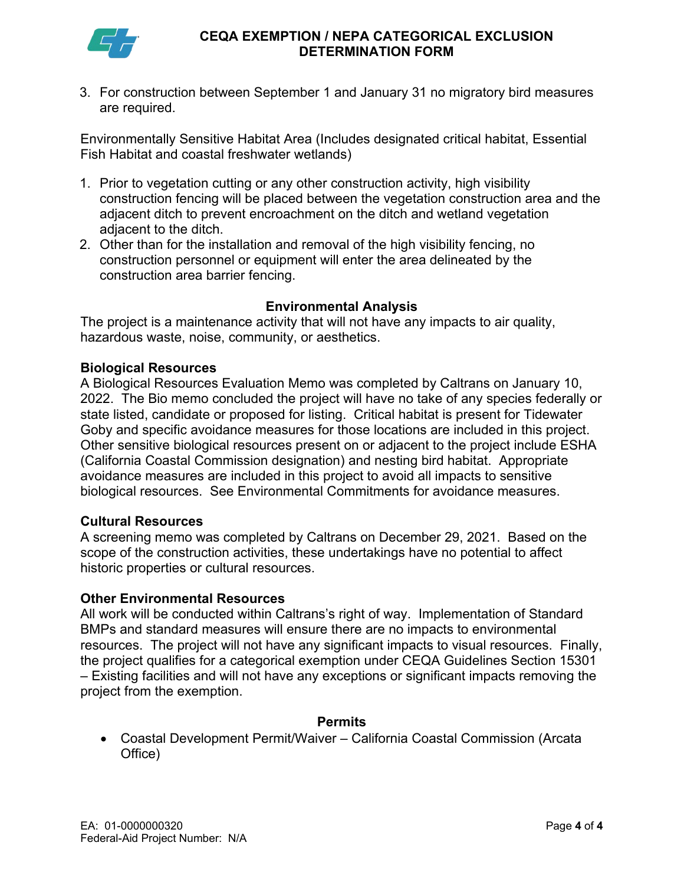3. For construction between September 1 and January 31 no migratory bird measures are required.

Environmentally Sensitive Habitat Area (Includes designated critical habitat, Essential Fish Habitat and coastal freshwater wetlands)

1. Prior to vegetation cutting or any other construction activity, high visibility construction fencing will be placed between the vegetation construction area and the adjacent ditch to prevent encroachment on the ditch and wetland vegetation adjacent to the ditch.
2. Other than for the installation and removal of the high visibility fencing, no construction personnel or equipment will enter the area delineated by the construction area barrier fencing.

## Environmental Analysis

The project is a maintenance activity that will not have any impacts to air quality, hazardous waste, noise, community, or aesthetics.

### Biological Resources

A Biological Resources Evaluation Memo was completed by Caltrans on January 10, 2022. The Bio memo concluded the project will have no take of any species federally or state listed, candidate or proposed for listing. Critical habitat is present for Tidewater Goby and specific avoidance measures for those locations are included in this project. Other sensitive biological resources present on or adjacent to the project include ESHA (California Coastal Commission designation) and nesting bird habitat. Appropriate avoidance measures are included in this project to avoid all impacts to sensitive biological resources. See Environmental Commitments for avoidance measures.

### Cultural Resources

A screening memo was completed by Caltrans on December 29, 2021. Based on the scope of the construction activities, these undertakings have no potential to affect historic properties or cultural resources.

### Other Environmental Resources

All work will be conducted within Caltrans's right of way. Implementation of Standard BMPs and standard measures will ensure there are no impacts to environmental resources. The project will not have any significant impacts to visual resources. Finally, the project qualifies for a categorical exemption under CEQA Guidelines Section 15301 – Existing facilities and will not have any exceptions or significant impacts removing the project from the exemption.

## Permits

- Coastal Development Permit/Waiver – California Coastal Commission (Arcata Office)

EA: 01-0000000320
Federal-Aid Project Number: N/A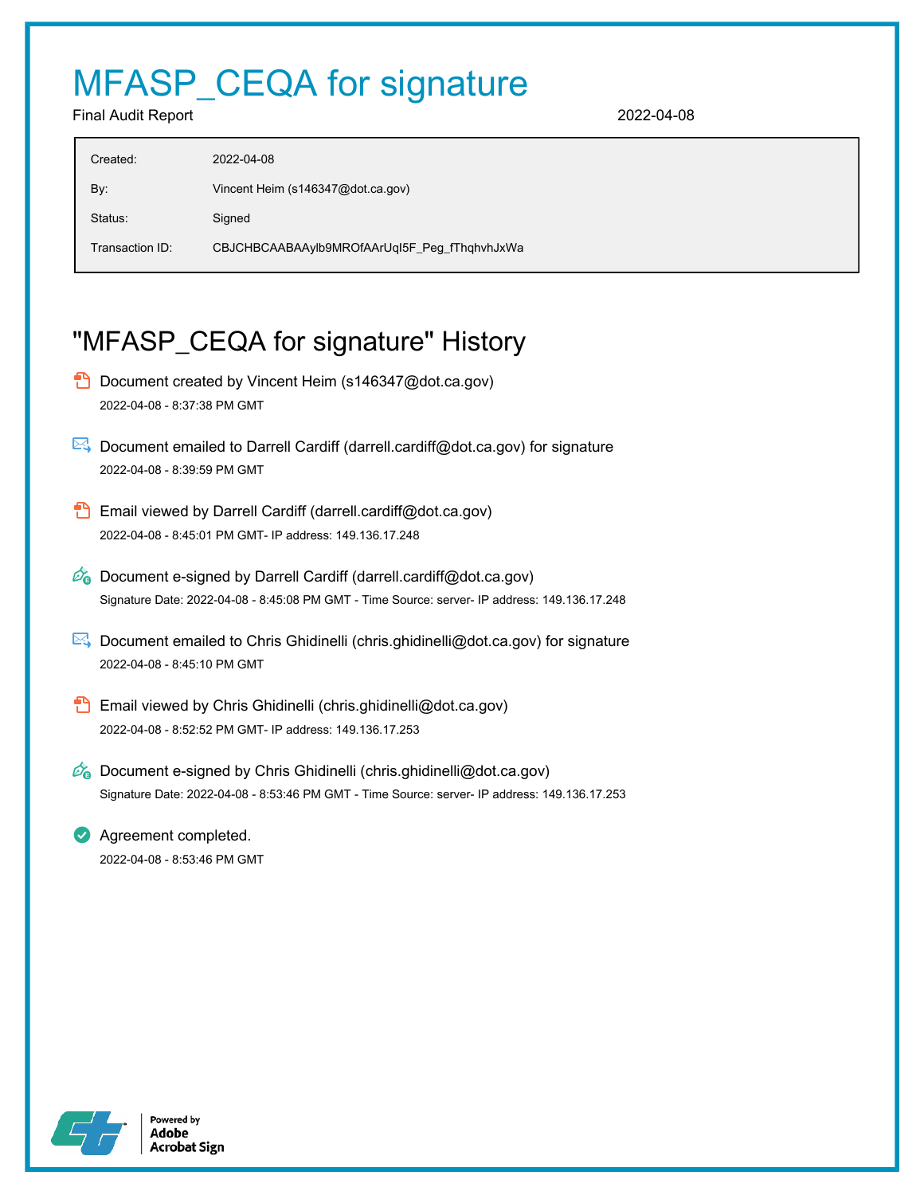# MFASP_CEQA for signature

Final Audit Report 2022-04-08

| | |
|---|---|
| Created: | 2022-04-08 |
| By: | Vincent Heim (s146347@dot.ca.gov) |
| Status: | Signed |
| Transaction ID: | CBJCHBCAABAAylb9MROfAArUqI5F_Peg_fThqhvhJxWa |

## "MFASP_CEQA for signature" History

- Document created by Vincent Heim (s146347@dot.ca.gov)
  2022-04-08 - 8:37:38 PM GMT

- Document emailed to Darrell Cardiff (darrell.cardiff@dot.ca.gov) for signature
  2022-04-08 - 8:39:59 PM GMT

- Email viewed by Darrell Cardiff (darrell.cardiff@dot.ca.gov)
  2022-04-08 - 8:45:01 PM GMT- IP address: 149.136.17.248

- Document e-signed by Darrell Cardiff (darrell.cardiff@dot.ca.gov)
  Signature Date: 2022-04-08 - 8:45:08 PM GMT - Time Source: server- IP address: 149.136.17.248

- Document emailed to Chris Ghidinelli (chris.ghidinelli@dot.ca.gov) for signature
  2022-04-08 - 8:45:10 PM GMT

- Email viewed by Chris Ghidinelli (chris.ghidinelli@dot.ca.gov)
  2022-04-08 - 8:52:52 PM GMT- IP address: 149.136.17.253

- Document e-signed by Chris Ghidinelli (chris.ghidinelli@dot.ca.gov)
  Signature Date: 2022-04-08 - 8:53:46 PM GMT - Time Source: server- IP address: 149.136.17.253

- Agreement completed.
  2022-04-08 - 8:53:46 PM GMT

Powered by Adobe Acrobat Sign